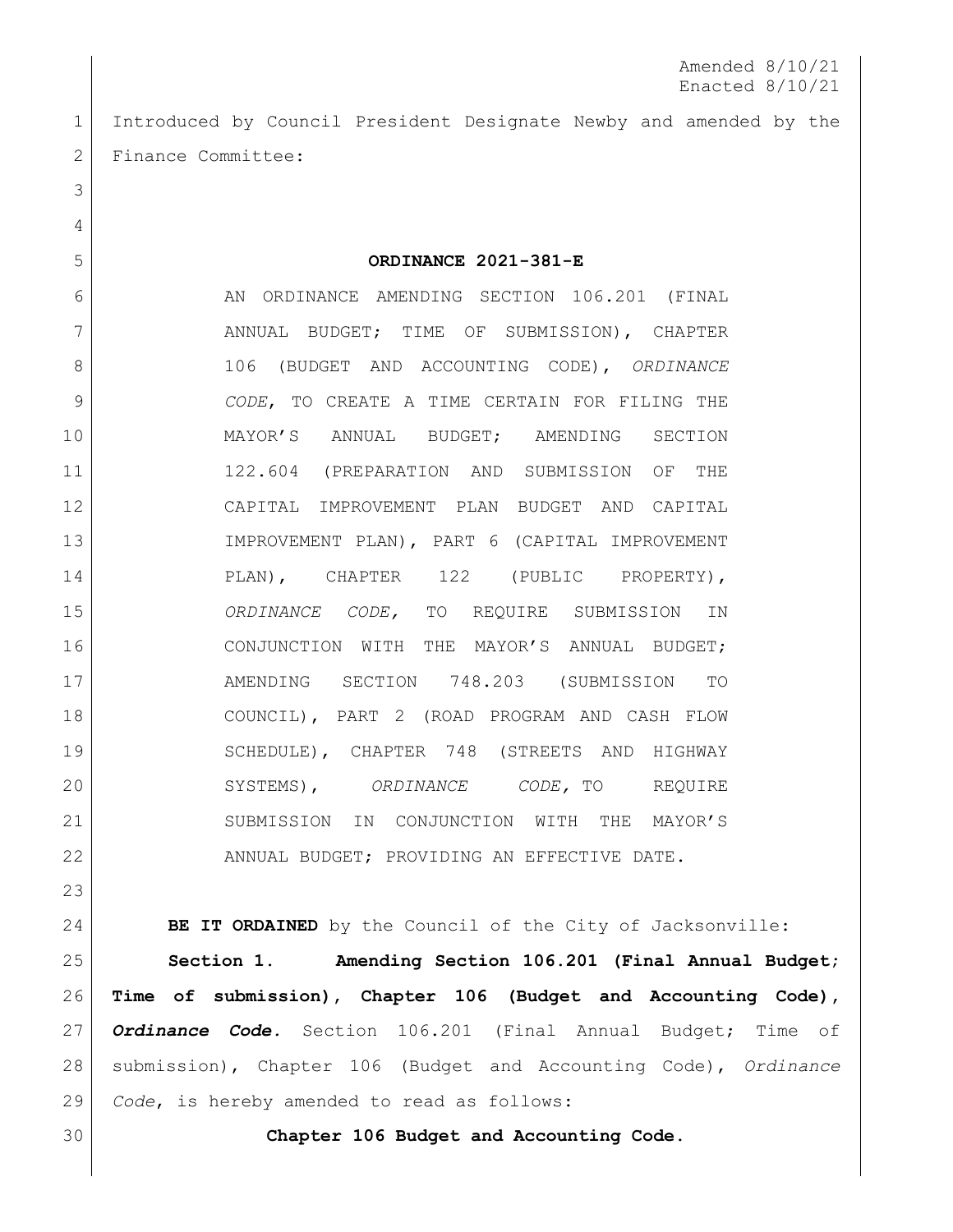Amended 8/10/21
Enacted 8/10/21

Introduced by Council President Designate Newby and amended by the Finance Committee:

**ORDINANCE 2021-381-E**

AN ORDINANCE AMENDING SECTION 106.201 (FINAL ANNUAL BUDGET; TIME OF SUBMISSION), CHAPTER 106 (BUDGET AND ACCOUNTING CODE), *ORDINANCE CODE*, TO CREATE A TIME CERTAIN FOR FILING THE MAYOR'S ANNUAL BUDGET; AMENDING SECTION 122.604 (PREPARATION AND SUBMISSION OF THE CAPITAL IMPROVEMENT PLAN BUDGET AND CAPITAL IMPROVEMENT PLAN), PART 6 (CAPITAL IMPROVEMENT PLAN), CHAPTER 122 (PUBLIC PROPERTY), *ORDINANCE CODE,* TO REQUIRE SUBMISSION IN CONJUNCTION WITH THE MAYOR'S ANNUAL BUDGET; AMENDING SECTION 748.203 (SUBMISSION TO COUNCIL), PART 2 (ROAD PROGRAM AND CASH FLOW SCHEDULE), CHAPTER 748 (STREETS AND HIGHWAY SYSTEMS), *ORDINANCE CODE,* TO REQUIRE SUBMISSION IN CONJUNCTION WITH THE MAYOR'S ANNUAL BUDGET; PROVIDING AN EFFECTIVE DATE.

**BE IT ORDAINED** by the Council of the City of Jacksonville:

**Section 1. Amending Section 106.201 (Final Annual Budget; Time of submission), Chapter 106 (Budget and Accounting Code), *Ordinance Code.*** Section 106.201 (Final Annual Budget; Time of submission), Chapter 106 (Budget and Accounting Code), *Ordinance Code*, is hereby amended to read as follows:

**Chapter 106 Budget and Accounting Code.**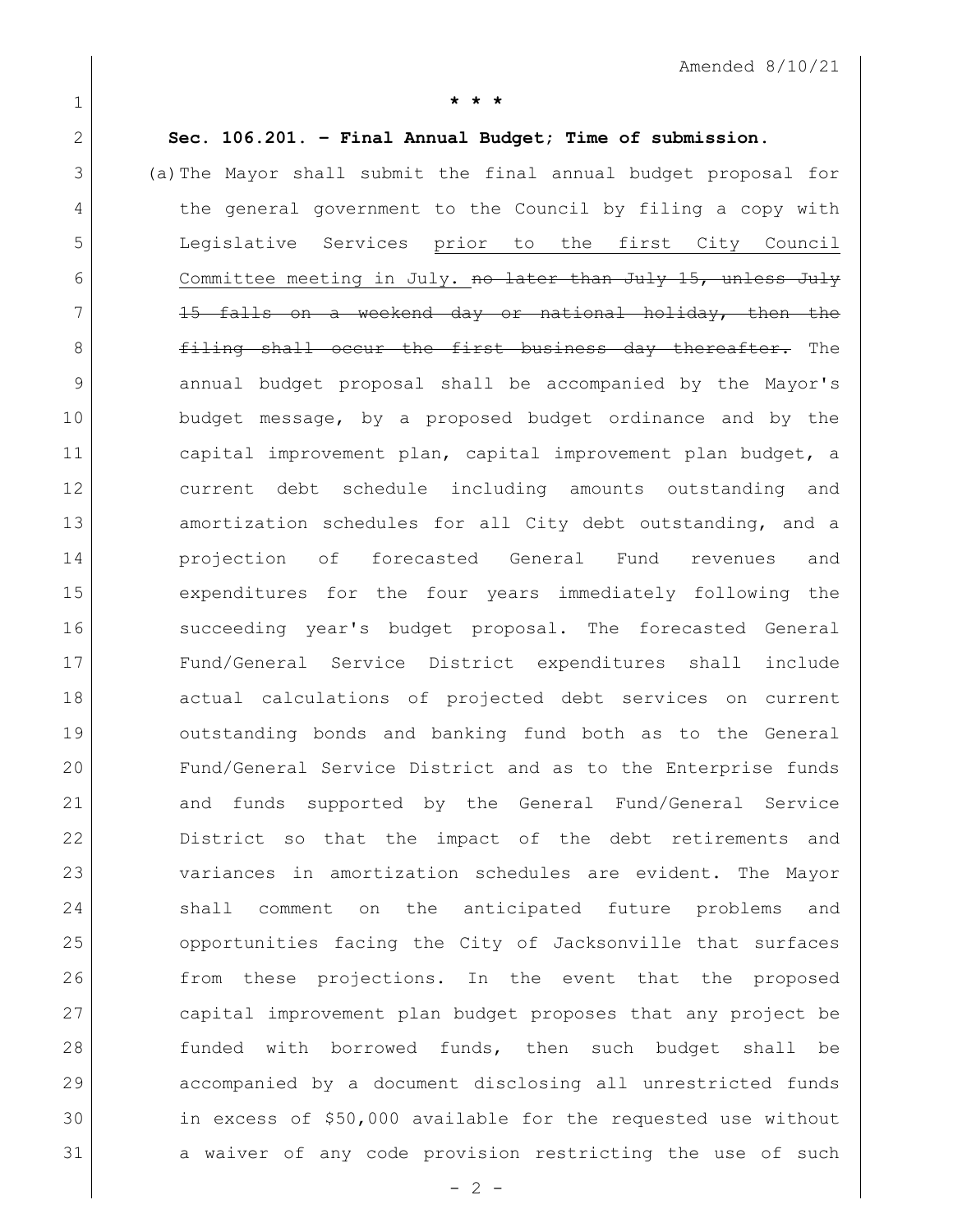Amended 8/10/21

\* \* \*

**Sec. 106.201. – Final Annual Budget; Time of submission.**

(a) The Mayor shall submit the final annual budget proposal for the general government to the Council by filing a copy with Legislative Services <u>prior to the first City Council Committee meeting in July.</u> ~~no later than July 15, unless July 15 falls on a weekend day or national holiday, then the filing shall occur the first business day thereafter.~~ The annual budget proposal shall be accompanied by the Mayor's budget message, by a proposed budget ordinance and by the capital improvement plan, capital improvement plan budget, a current debt schedule including amounts outstanding and amortization schedules for all City debt outstanding, and a projection of forecasted General Fund revenues and expenditures for the four years immediately following the succeeding year's budget proposal. The forecasted General Fund/General Service District expenditures shall include actual calculations of projected debt services on current outstanding bonds and banking fund both as to the General Fund/General Service District and as to the Enterprise funds and funds supported by the General Fund/General Service District so that the impact of the debt retirements and variances in amortization schedules are evident. The Mayor shall comment on the anticipated future problems and opportunities facing the City of Jacksonville that surfaces from these projections. In the event that the proposed capital improvement plan budget proposes that any project be funded with borrowed funds, then such budget shall be accompanied by a document disclosing all unrestricted funds in excess of $50,000 available for the requested use without a waiver of any code provision restricting the use of such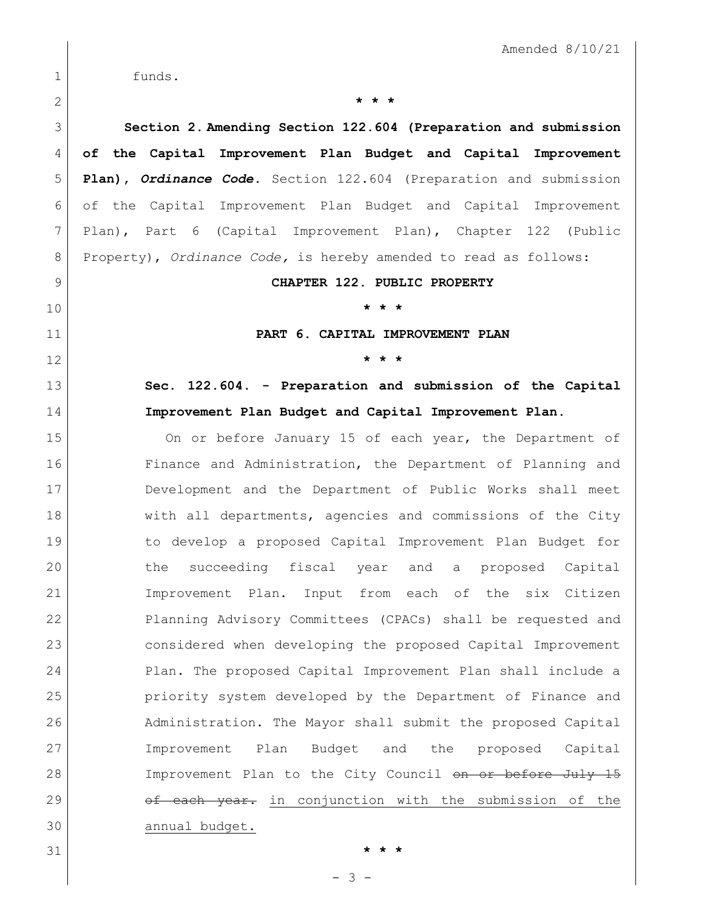funds.

\* \* \*

**Section 2. Amending Section 122.604 (Preparation and submission of the Capital Improvement Plan Budget and Capital Improvement Plan), *Ordinance Code.*** Section 122.604 (Preparation and submission of the Capital Improvement Plan Budget and Capital Improvement Plan), Part 6 (Capital Improvement Plan), Chapter 122 (Public Property), *Ordinance Code,* is hereby amended to read as follows:

**CHAPTER 122. PUBLIC PROPERTY**

\* \* \*

**PART 6. CAPITAL IMPROVEMENT PLAN**

\* \* \*

**Sec. 122.604. - Preparation and submission of the Capital Improvement Plan Budget and Capital Improvement Plan.**

On or before January 15 of each year, the Department of Finance and Administration, the Department of Planning and Development and the Department of Public Works shall meet with all departments, agencies and commissions of the City to develop a proposed Capital Improvement Plan Budget for the succeeding fiscal year and a proposed Capital Improvement Plan. Input from each of the six Citizen Planning Advisory Committees (CPACs) shall be requested and considered when developing the proposed Capital Improvement Plan. The proposed Capital Improvement Plan shall include a priority system developed by the Department of Finance and Administration. The Mayor shall submit the proposed Capital Improvement Plan Budget and the proposed Capital Improvement Plan to the City Council ~~on or before July 15 of each year.~~ <u>in conjunction with the submission of the annual budget.</u>

\* \* \*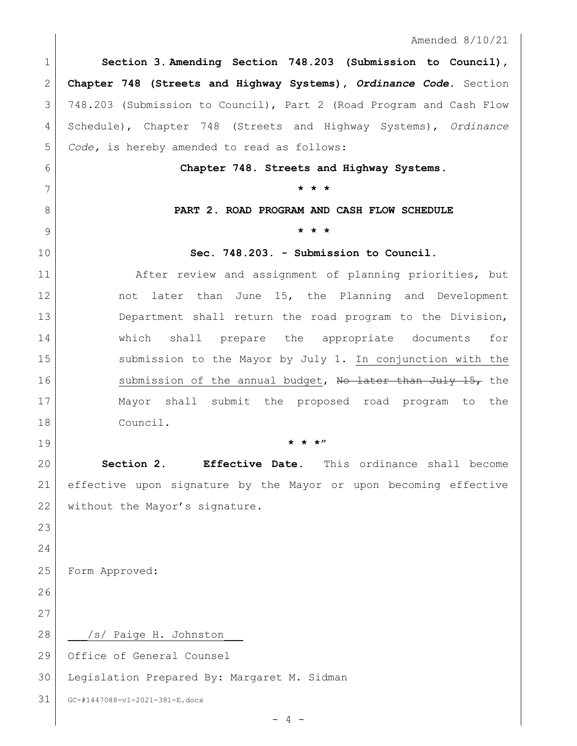Amended 8/10/21

**Section 3. Amending Section 748.203 (Submission to Council), Chapter 748 (Streets and Highway Systems), *Ordinance Code*.** Section 748.203 (Submission to Council), Part 2 (Road Program and Cash Flow Schedule), Chapter 748 (Streets and Highway Systems), *Ordinance Code*, is hereby amended to read as follows:

**Chapter 748. Streets and Highway Systems.**

**\* \* \***

**PART 2. ROAD PROGRAM AND CASH FLOW SCHEDULE**

**\* \* \***

**Sec. 748.203. - Submission to Council.**

After review and assignment of planning priorities, but not later than June 15, the Planning and Development Department shall return the road program to the Division, which shall prepare the appropriate documents for submission to the Mayor by July 1. <u>In conjunction with the submission of the annual budget</u>, ~~No later than July 15,~~ the Mayor shall submit the proposed road program to the Council.

**\* \* \***"

**Section 2. Effective Date.** This ordinance shall become effective upon signature by the Mayor or upon becoming effective without the Mayor's signature.

Form Approved:

\_\_\_/s/ Paige H. Johnston\_\_\_

Office of General Counsel

Legislation Prepared By: Margaret M. Sidman

GC-#1447088-v1-2021-381-E.docx